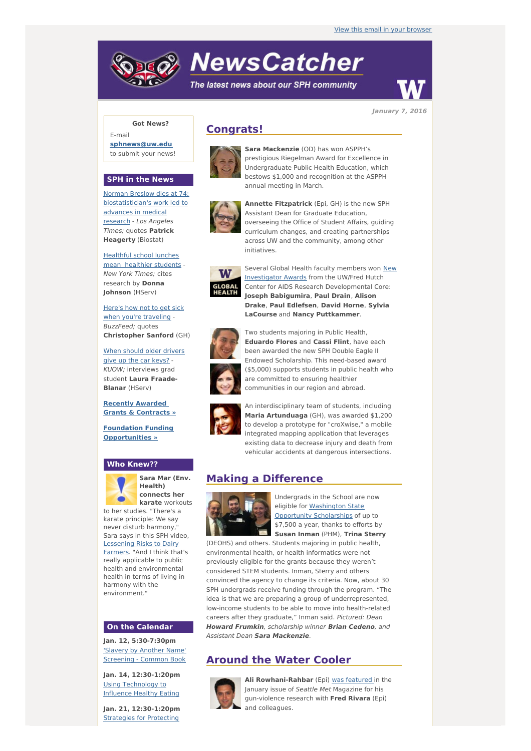View this email in your browser

# NewsCatcher

*The latest news about our SPH community*

*January 7, 2016*

**Got News?**

E-mail **sphnews@uw.edu** to submit your news!

## SPH in the News

Norman Breslow dies at 74; biostatistician's work led to advances in medical research - *Los Angeles Times;* quotes **Patrick Heagerty** (Biostat)

Healthful school lunches mean healthier students - *New York Times;* cites research by **Donna Johnson** (HServ)

Here's how not to get sick when you're traveling - *BuzzFeed;* quotes **Christopher Sanford** (GH)

When should older drivers give up the car keys? - *KUOW;* interviews grad student **Laura Fraade-Blanar** (HServ)

**Recently Awarded Grants & Contracts »**

**Foundation Funding Opportunities »**

## Who Knew??

**Sara Mar (Env. Health) connects her karate** workouts to her studies. "There's a karate principle: We say never disturb harmony," Sara says in this SPH video, Lessening Risks to Dairy Farmers. "And I think that's really applicable to public health and environmental health in terms of living in harmony with the environment."

## On the Calendar

**Jan. 12, 5:30-7:30pm**
'Slavery by Another Name' Screening - Common Book

**Jan. 14, 12:30-1:20pm**
Using Technology to Influence Healthy Eating

**Jan. 21, 12:30-1:20pm**
Strategies for Protecting

## Congrats!

**Sara Mackenzie** (OD) has won ASPPH's prestigious Riegelman Award for Excellence in Undergraduate Public Health Education, which bestows $1,000 and recognition at the ASPPH annual meeting in March.

**Annette Fitzpatrick** (Epi, GH) is the new SPH Assistant Dean for Graduate Education, overseeing the Office of Student Affairs, guiding curriculum changes, and creating partnerships across UW and the community, among other initiatives.

Several Global Health faculty members won New Investigator Awards from the UW/Fred Hutch Center for AIDS Research Developmental Core: **Joseph Babigumira**, **Paul Drain**, **Alison Drake**, **Paul Edlefsen**, **David Horne**, **Sylvia LaCourse** and **Nancy Puttkammer**.

Two students majoring in Public Health, **Eduardo Flores** and **Cassi Flint**, have each been awarded the new SPH Double Eagle II Endowed Scholarship. This need-based award ($5,000) supports students in public health who are committed to ensuring healthier communities in our region and abroad.

An interdisciplinary team of students, including **Maria Artunduaga** (GH), was awarded $1,200 to develop a prototype for "croXwise," a mobile integrated mapping application that leverages existing data to decrease injury and death from vehicular accidents at dangerous intersections.

## Making a Difference

Undergrads in the School are now eligible for Washington State Opportunity Scholarships of up to $7,500 a year, thanks to efforts by **Susan Inman** (PHM), **Trina Sterry** (DEOHS) and others. Students majoring in public health, environmental health, or health informatics were not previously eligible for the grants because they weren't considered STEM students. Inman, Sterry and others convinced the agency to change its criteria. Now, about 30 SPH undergrads receive funding through the program. "The idea is that we are preparing a group of underrepresented, low-income students to be able to move into health-related careers after they graduate," Inman said. *Pictured: Dean* ***Howard Frumkin****, scholarship winner* ***Brian Cedeno****, and Assistant Dean* ***Sara Mackenzie****.*

## Around the Water Cooler

**Ali Rowhani-Rahbar** (Epi) was featured in the January issue of *Seattle Met* Magazine for his gun-violence research with **Fred Rivara** (Epi) and colleagues.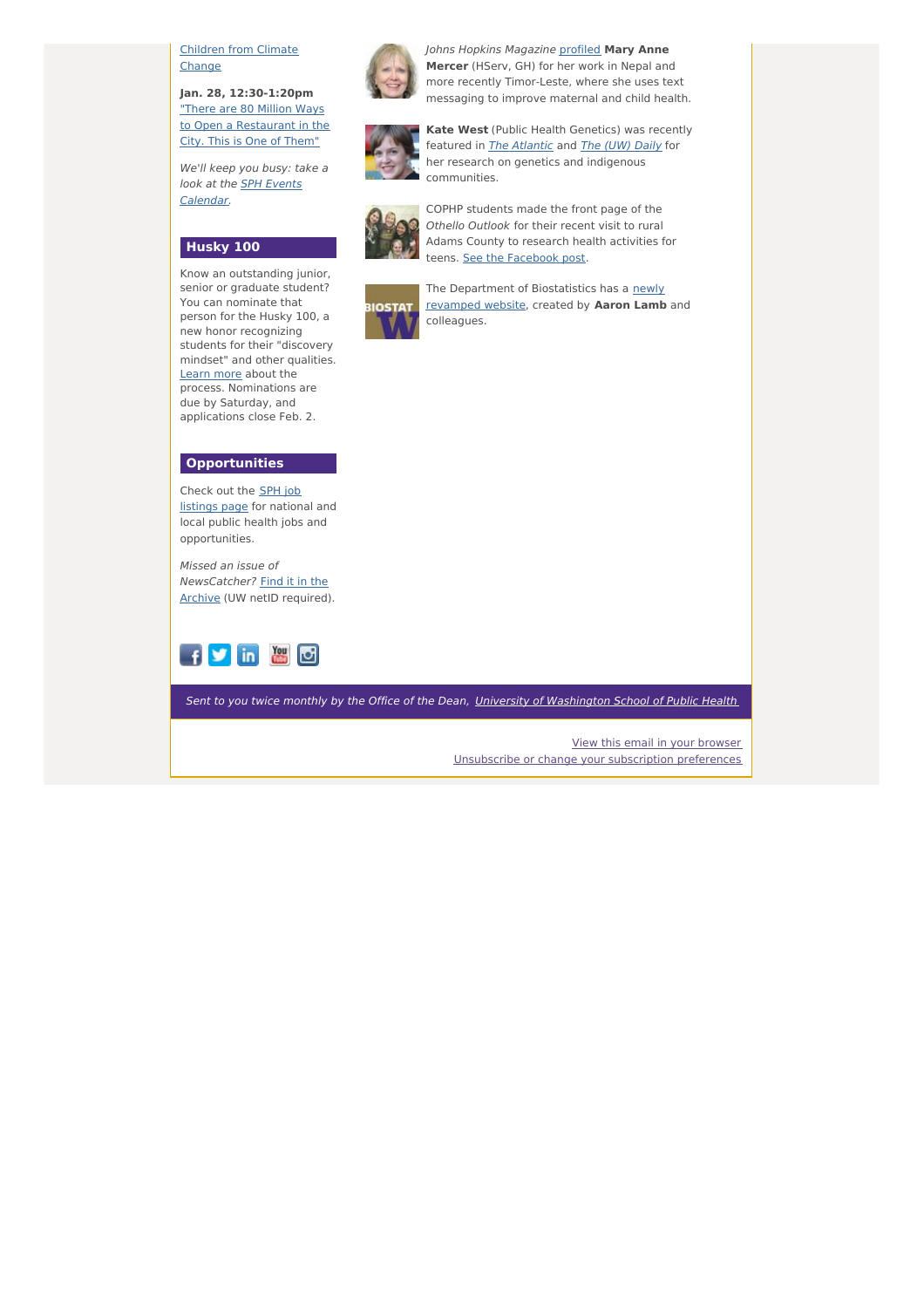Children from Climate Change

**Jan. 28, 12:30-1:20pm**
"There are 80 Million Ways to Open a Restaurant in the City. This is One of Them"

*We'll keep you busy: take a look at the SPH Events Calendar.*

## Husky 100

Know an outstanding junior, senior or graduate student? You can nominate that person for the Husky 100, a new honor recognizing students for their "discovery mindset" and other qualities. Learn more about the process. Nominations are due by Saturday, and applications close Feb. 2.

## Opportunities

Check out the SPH job listings page for national and local public health jobs and opportunities.

*Missed an issue of NewsCatcher?* Find it in the Archive (UW netID required).

*Johns Hopkins Magazine* profiled **Mary Anne Mercer** (HServ, GH) for her work in Nepal and more recently Timor-Leste, where she uses text messaging to improve maternal and child health.

**Kate West** (Public Health Genetics) was recently featured in *The Atlantic* and *The (UW) Daily* for her research on genetics and indigenous communities.

COPHP students made the front page of the *Othello Outlook* for their recent visit to rural Adams County to research health activities for teens. See the Facebook post.

The Department of Biostatistics has a newly revamped website, created by **Aaron Lamb** and colleagues.

*Sent to you twice monthly by the Office of the Dean, University of Washington School of Public Health*

View this email in your browser
Unsubscribe or change your subscription preferences